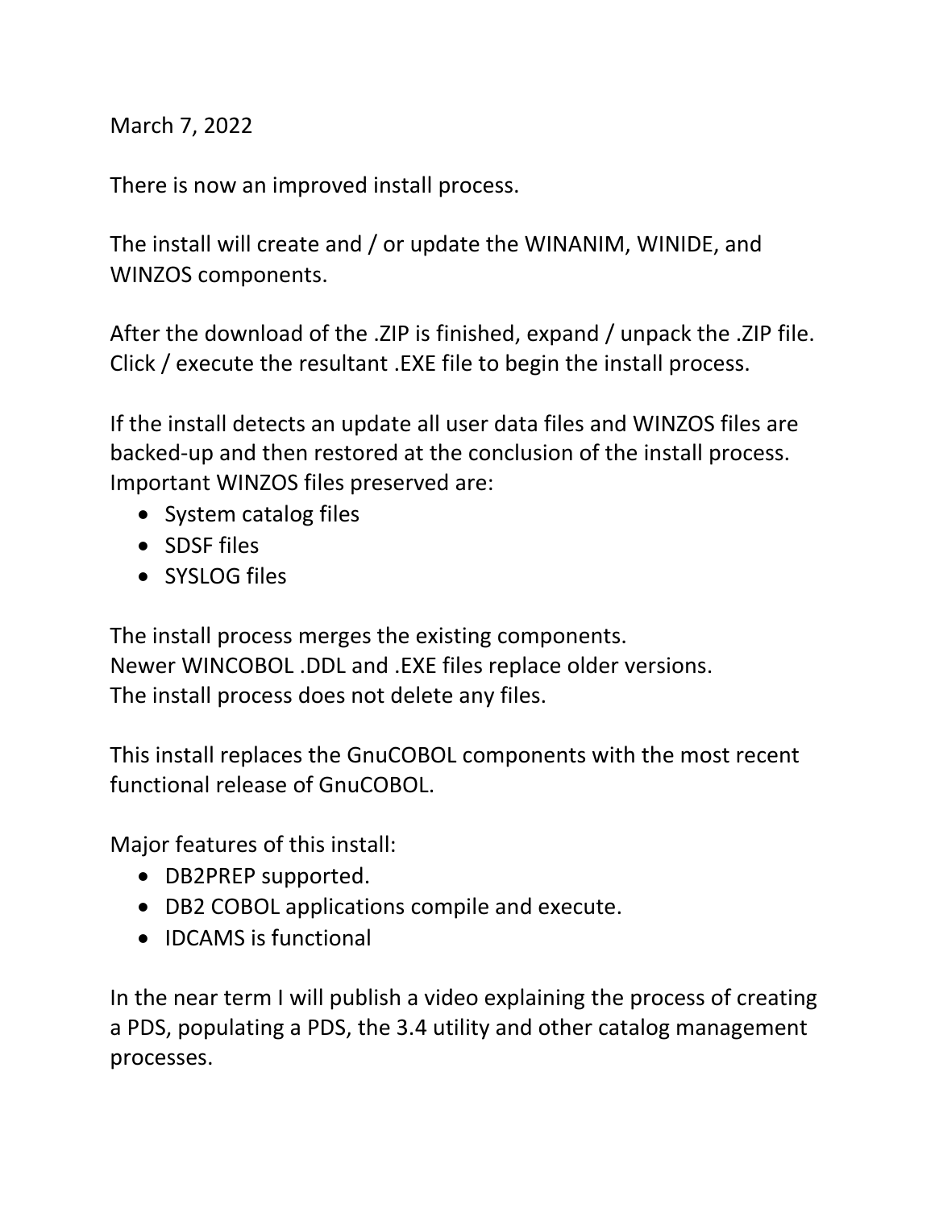March 7, 2022

There is now an improved install process.

The install will create and / or update the WINANIM, WINIDE, and WINZOS components.

After the download of the .ZIP is finished, expand / unpack the .ZIP file. Click / execute the resultant .EXE file to begin the install process.

If the install detects an update all user data files and WINZOS files are backed-up and then restored at the conclusion of the install process. Important WINZOS files preserved are:

- System catalog files
- SDSF files
- SYSLOG files

The install process merges the existing components.
Newer WINCOBOL .DDL and .EXE files replace older versions.
The install process does not delete any files.

This install replaces the GnuCOBOL components with the most recent functional release of GnuCOBOL.

Major features of this install:

- DB2PREP supported.
- DB2 COBOL applications compile and execute.
- IDCAMS is functional

In the near term I will publish a video explaining the process of creating a PDS, populating a PDS, the 3.4 utility and other catalog management processes.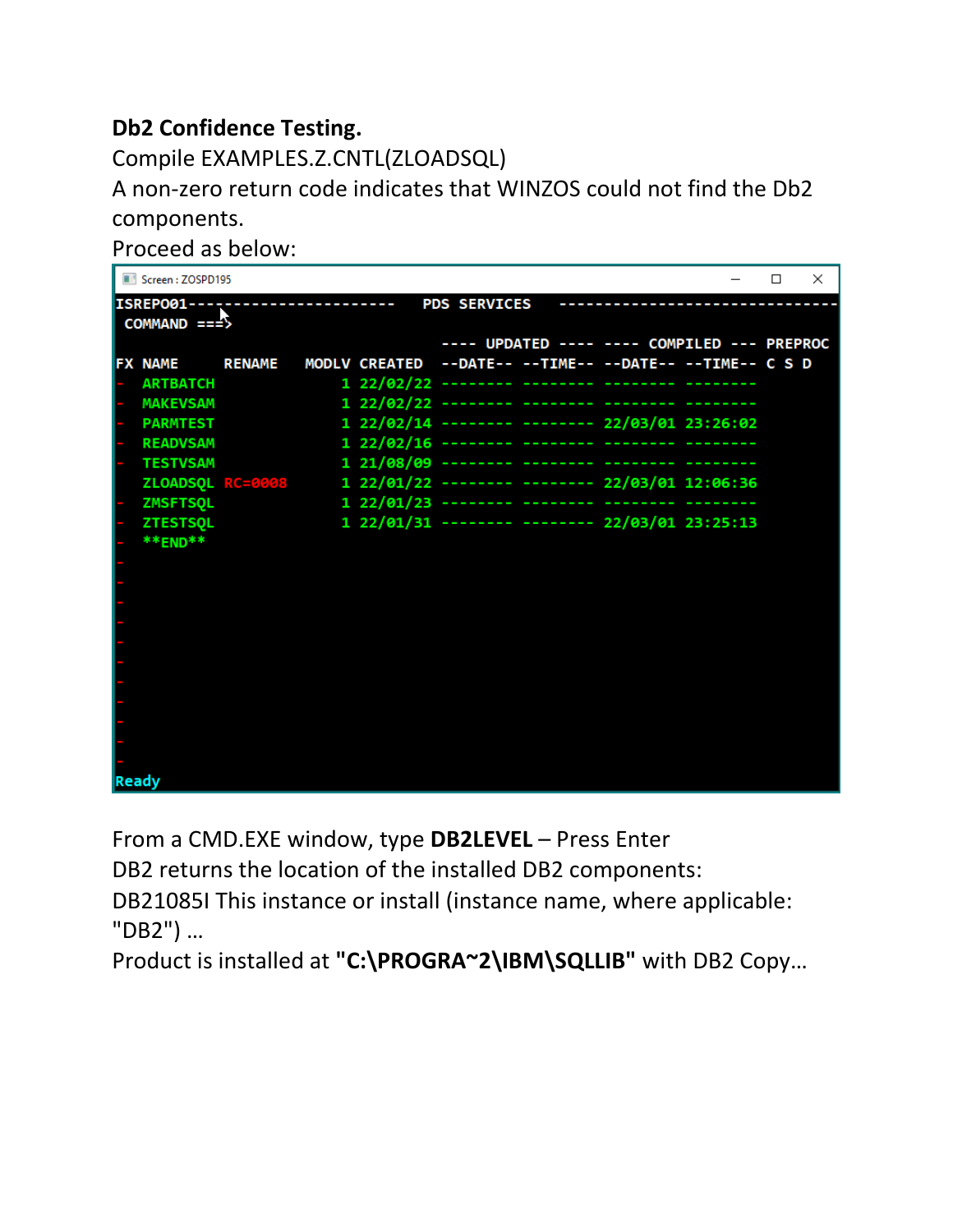**Db2 Confidence Testing.**

Compile EXAMPLES.Z.CNTL(ZLOADSQL)

A non-zero return code indicates that WINZOS could not find the Db2 components.

Proceed as below:

```
Screen : ZOSPD195
ISREPO01----------------------  PDS SERVICES  -----------------------------
 COMMAND ===>
                                        ---- UPDATED ---- ---- COMPILED --- PREPROC
FX NAME     RENAME    MODLV CREATED  --DATE-- --TIME-- --DATE-- --TIME-- C S D
-  ARTBATCH               1 22/02/22 -------- -------- -------- --------
-  MAKEVSAM               1 22/02/22 -------- -------- -------- --------
-  PARMTEST               1 22/02/14 -------- -------- 22/03/01 23:26:02
-  READVSAM               1 22/02/16 -------- -------- -------- --------
-  TESTVSAM               1 21/08/09 -------- -------- -------- --------
   ZLOADSQL RC=0008       1 22/01/22 -------- -------- 22/03/01 12:06:36
-  ZMSFTSQL               1 22/01/23 -------- -------- -------- --------
-  ZTESTSQL               1 22/01/31 -------- -------- 22/03/01 23:25:13
-  **END**
Ready
```

From a CMD.EXE window, type **DB2LEVEL** – Press Enter

DB2 returns the location of the installed DB2 components:

DB21085I This instance or install (instance name, where applicable: "DB2") …

Product is installed at **"C:\PROGRA~2\IBM\SQLLIB"** with DB2 Copy…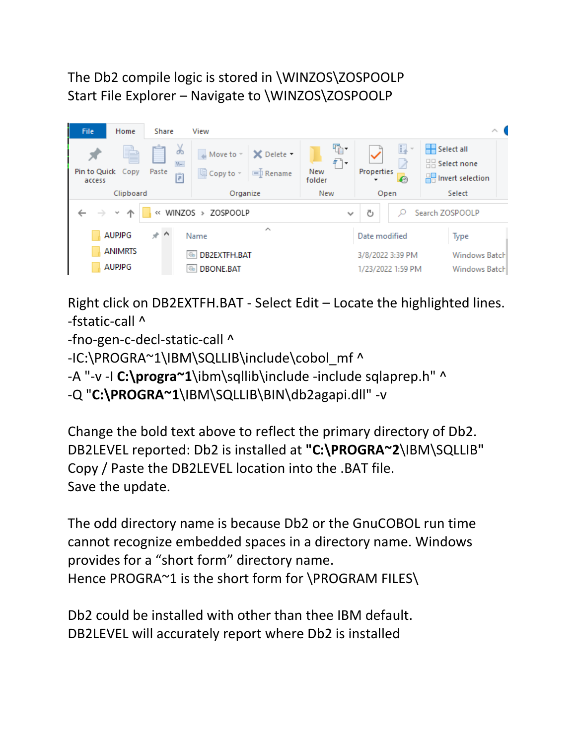The Db2 compile logic is stored in \WINZOS\ZOSPOOLP
Start File Explorer – Navigate to \WINZOS\ZOSPOOLP

Right click on DB2EXTFH.BAT - Select Edit – Locate the highlighted lines.

```
-fstatic-call ^
-fno-gen-c-decl-static-call ^
-IC:\PROGRA~1\IBM\SQLLIB\include\cobol_mf ^
-A "-v -I C:\progra~1\ibm\sqllib\include -include sqlprep.h" ^
-Q "C:\PROGRA~1\IBM\SQLLIB\BIN\db2agapi.dll" -v
```

Change the bold text above to reflect the primary directory of Db2.
DB2LEVEL reported: Db2 is installed at **"C:\PROGRA~2**\IBM\SQLLIB"
Copy / Paste the DB2LEVEL location into the .BAT file.
Save the update.

The odd directory name is because Db2 or the GnuCOBOL run time cannot recognize embedded spaces in a directory name. Windows provides for a “short form” directory name.
Hence PROGRA~1 is the short form for \PROGRAM FILES\

Db2 could be installed with other than thee IBM default.
DB2LEVEL will accurately report where Db2 is installed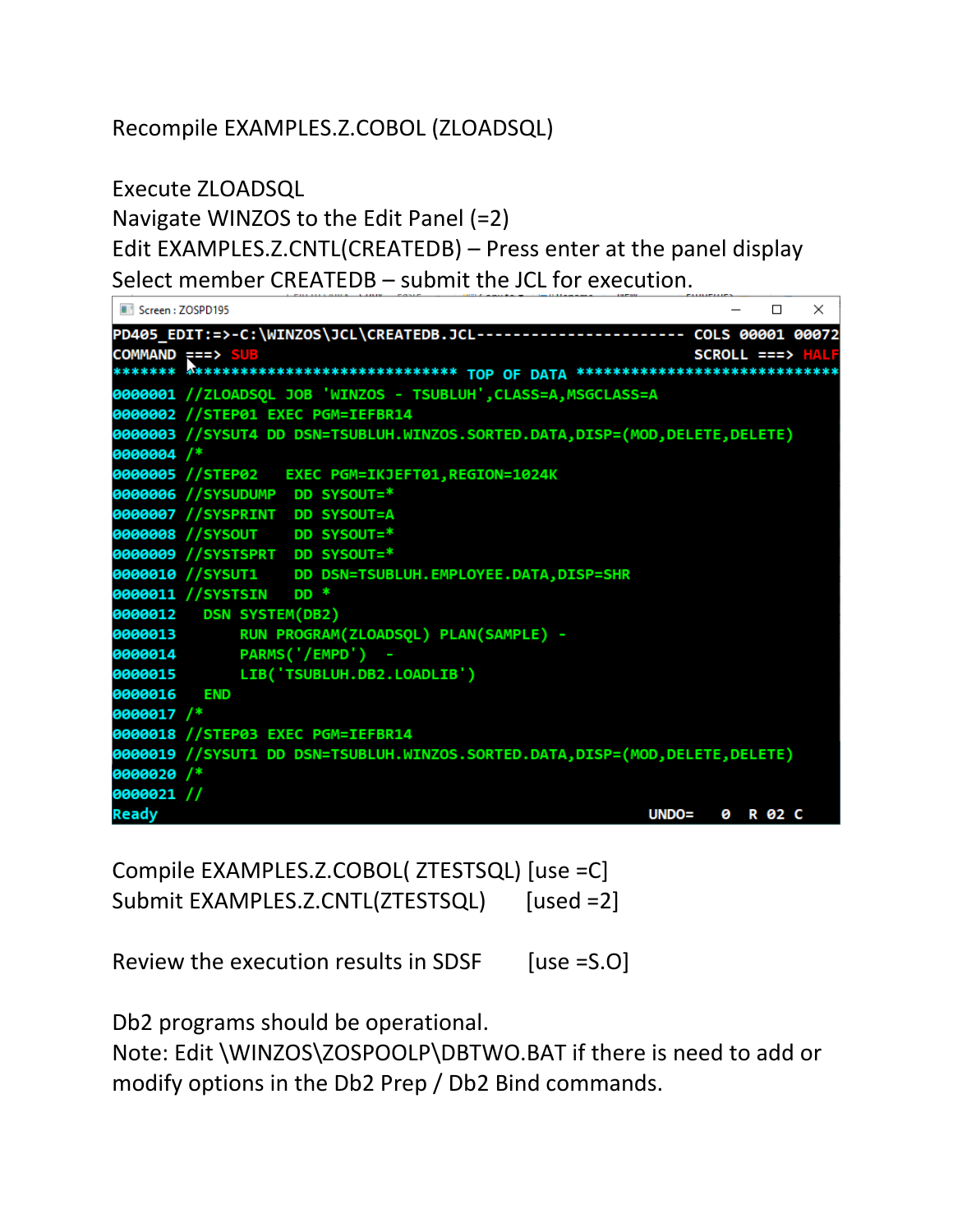Recompile EXAMPLES.Z.COBOL (ZLOADSQL)

Execute ZLOADSQL

Navigate WINZOS to the Edit Panel (=2)

Edit EXAMPLES.Z.CNTL(CREATEDB) – Press enter at the panel display

Select member CREATEDB – submit the JCL for execution.

```
Screen : ZOSPD195
PD405_EDIT:=>-C:\WINZOS\JCL\CREATEDB.JCL----------------------- COLS 00001 00072
COMMAND ===> SUB                                                SCROLL ===> HALF
******* ****************************** TOP OF DATA ******************************
0000001 //ZLOADSQL JOB 'WINZOS - TSUBLUH',CLASS=A,MSGCLASS=A
0000002 //STEP01 EXEC PGM=IEFBR14
0000003 //SYSUT4 DD DSN=TSUBLUH.WINZOS.SORTED.DATA,DISP=(MOD,DELETE,DELETE)
0000004 /*
0000005 //STEP02   EXEC PGM=IKJEFT01,REGION=1024K
0000006 //SYSUDUMP  DD SYSOUT=*
0000007 //SYSPRINT  DD SYSOUT=A
0000008 //SYSOUT    DD SYSOUT=*
0000009 //SYSTSPRT  DD SYSOUT=*
0000010 //SYSUT1    DD DSN=TSUBLUH.EMPLOYEE.DATA,DISP=SHR
0000011 //SYSTSIN   DD *
0000012   DSN SYSTEM(DB2)
0000013       RUN PROGRAM(ZLOADSQL) PLAN(SAMPLE) -
0000014       PARMS('/EMPD')  -
0000015       LIB('TSUBLUH.DB2.LOADLIB')
0000016   END
0000017 /*
0000018 //STEP03 EXEC PGM=IEFBR14
0000019 //SYSUT1 DD DSN=TSUBLUH.WINZOS.SORTED.DATA,DISP=(MOD,DELETE,DELETE)
0000020 /*
0000021 //
Ready                                                        UNDO=   0  R 02 C
```

Compile EXAMPLES.Z.COBOL( ZTESTSQL) [use =C]

Submit EXAMPLES.Z.CNTL(ZTESTSQL)     [used =2]

Review the execution results in SDSF     [use =S.O]

Db2 programs should be operational.

Note: Edit \WINZOS\ZOSPOOLP\DBTWO.BAT if there is need to add or modify options in the Db2 Prep / Db2 Bind commands.